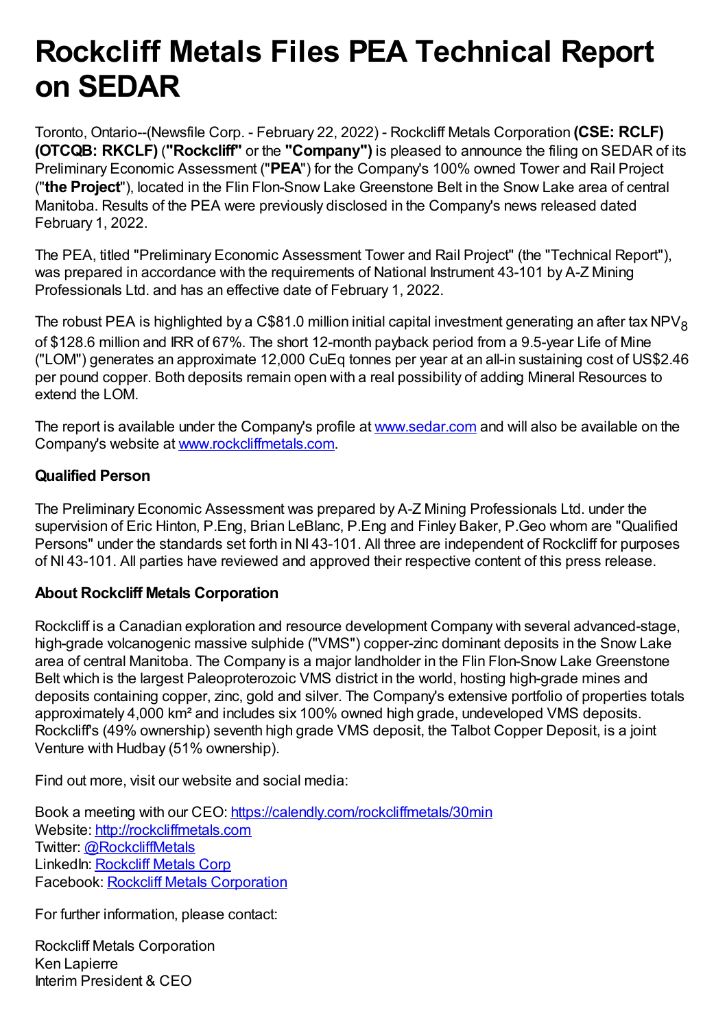# Rockcliff Metals Files PEA Technical Report on SEDAR

Toronto, Ontario--(Newsfile Corp. - February 22, 2022) - Rockcliff Metals Corporation **(CSE: RCLF) (OTCQB: RKCLF)** (**"Rockcliff"** or the **"Company")** is pleased to announce the filing on SEDAR of its Preliminary Economic Assessment ("**PEA**") for the Company's 100% owned Tower and Rail Project ("**the Project**"), located in the Flin Flon-Snow Lake Greenstone Belt in the Snow Lake area of central Manitoba. Results of the PEA were previously disclosed in the Company's news released dated February 1, 2022.

The PEA, titled "Preliminary Economic Assessment Tower and Rail Project" (the "Technical Report"), was prepared in accordance with the requirements of National Instrument 43-101 by A-Z Mining Professionals Ltd. and has an effective date of February 1, 2022.

The robust PEA is highlighted by a C$81.0 million initial capital investment generating an after tax $NPV_8$ of $128.6 million and IRR of 67%. The short 12-month payback period from a 9.5-year Life of Mine ("LOM") generates an approximate 12,000 CuEq tonnes per year at an all-in sustaining cost of US$2.46 per pound copper. Both deposits remain open with a real possibility of adding Mineral Resources to extend the LOM.

The report is available under the Company's profile at [www.sedar.com](http://www.sedar.com) and will also be available on the Company's website at [www.rockcliffmetals.com](http://www.rockcliffmetals.com).

### Qualified Person

The Preliminary Economic Assessment was prepared by A-Z Mining Professionals Ltd. under the supervision of Eric Hinton, P.Eng, Brian LeBlanc, P.Eng and Finley Baker, P.Geo whom are "Qualified Persons" under the standards set forth in NI 43-101. All three are independent of Rockcliff for purposes of NI 43-101. All parties have reviewed and approved their respective content of this press release.

### About Rockcliff Metals Corporation

Rockcliff is a Canadian exploration and resource development Company with several advanced-stage, high-grade volcanogenic massive sulphide ("VMS") copper-zinc dominant deposits in the Snow Lake area of central Manitoba. The Company is a major landholder in the Flin Flon-Snow Lake Greenstone Belt which is the largest Paleoproterozoic VMS district in the world, hosting high-grade mines and deposits containing copper, zinc, gold and silver. The Company's extensive portfolio of properties totals approximately 4,000 km² and includes six 100% owned high grade, undeveloped VMS deposits. Rockcliff's (49% ownership) seventh high grade VMS deposit, the Talbot Copper Deposit, is a joint Venture with Hudbay (51% ownership).

Find out more, visit our website and social media:

Book a meeting with our CEO: [https://calendly.com/rockcliffmetals/30min](https://calendly.com/rockcliffmetals/30min)
Website: [http://rockcliffmetals.com](http://rockcliffmetals.com)
Twitter: @RockcliffMetals
LinkedIn: Rockcliff Metals Corp
Facebook: Rockcliff Metals Corporation

For further information, please contact:

Rockcliff Metals Corporation
Ken Lapierre
Interim President & CEO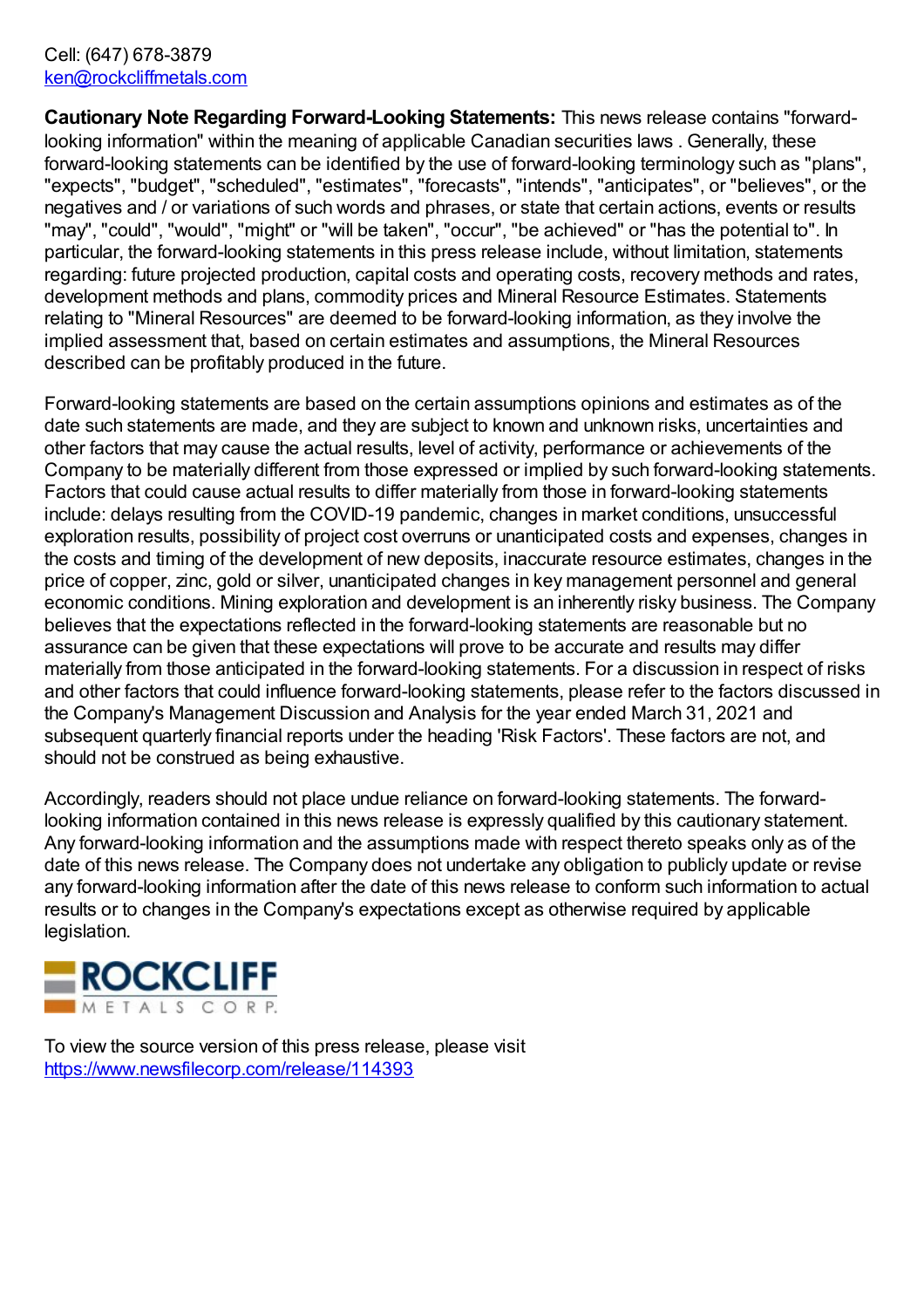Cell: (647) 678-3879
ken@rockcliffmetals.com

**Cautionary Note Regarding Forward-Looking Statements:** This news release contains "forward-looking information" within the meaning of applicable Canadian securities laws . Generally, these forward-looking statements can be identified by the use of forward-looking terminology such as "plans", "expects", "budget", "scheduled", "estimates", "forecasts", "intends", "anticipates", or "believes", or the negatives and / or variations of such words and phrases, or state that certain actions, events or results "may", "could", "would", "might" or "will be taken", "occur", "be achieved" or "has the potential to". In particular, the forward-looking statements in this press release include, without limitation, statements regarding: future projected production, capital costs and operating costs, recovery methods and rates, development methods and plans, commodity prices and Mineral Resource Estimates. Statements relating to "Mineral Resources" are deemed to be forward-looking information, as they involve the implied assessment that, based on certain estimates and assumptions, the Mineral Resources described can be profitably produced in the future.

Forward-looking statements are based on the certain assumptions opinions and estimates as of the date such statements are made, and they are subject to known and unknown risks, uncertainties and other factors that may cause the actual results, level of activity, performance or achievements of the Company to be materially different from those expressed or implied by such forward-looking statements. Factors that could cause actual results to differ materially from those in forward-looking statements include: delays resulting from the COVID-19 pandemic, changes in market conditions, unsuccessful exploration results, possibility of project cost overruns or unanticipated costs and expenses, changes in the costs and timing of the development of new deposits, inaccurate resource estimates, changes in the price of copper, zinc, gold or silver, unanticipated changes in key management personnel and general economic conditions. Mining exploration and development is an inherently risky business. The Company believes that the expectations reflected in the forward-looking statements are reasonable but no assurance can be given that these expectations will prove to be accurate and results may differ materially from those anticipated in the forward-looking statements. For a discussion in respect of risks and other factors that could influence forward-looking statements, please refer to the factors discussed in the Company's Management Discussion and Analysis for the year ended March 31, 2021 and subsequent quarterly financial reports under the heading 'Risk Factors'. These factors are not, and should not be construed as being exhaustive.

Accordingly, readers should not place undue reliance on forward-looking statements. The forward-looking information contained in this news release is expressly qualified by this cautionary statement. Any forward-looking information and the assumptions made with respect thereto speaks only as of the date of this news release. The Company does not undertake any obligation to publicly update or revise any forward-looking information after the date of this news release to conform such information to actual results or to changes in the Company's expectations except as otherwise required by applicable legislation.

ROCKCLIFF METALS CORP.

To view the source version of this press release, please visit https://www.newsfilecorp.com/release/114393